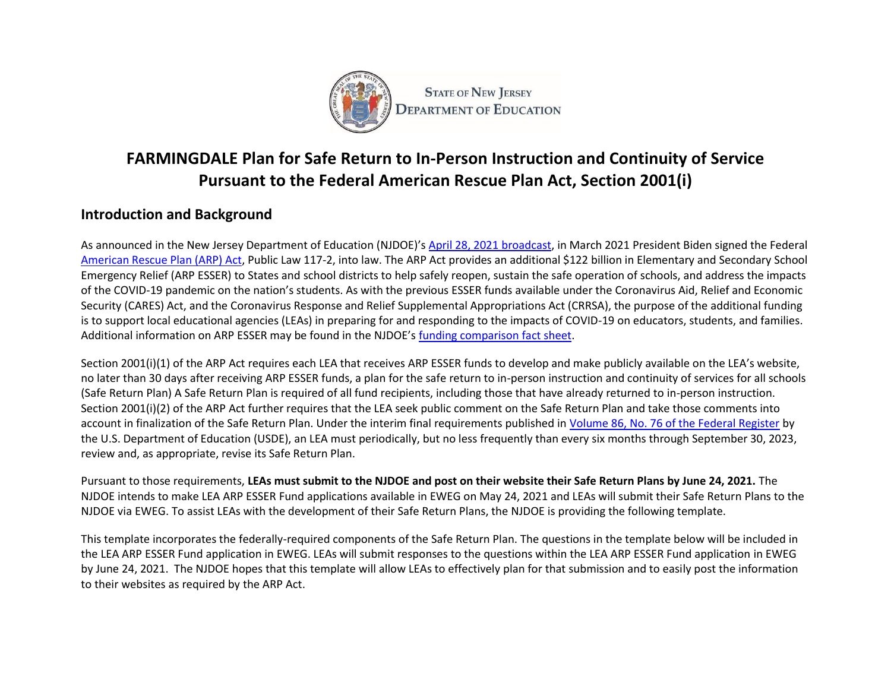STATE OF NEW JERSEY
DEPARTMENT OF EDUCATION

# FARMINGDALE Plan for Safe Return to In-Person Instruction and Continuity of Service Pursuant to the Federal American Rescue Plan Act, Section 2001(i)

## Introduction and Background

As announced in the New Jersey Department of Education (NJDOE)'s April 28, 2021 broadcast, in March 2021 President Biden signed the Federal American Rescue Plan (ARP) Act, Public Law 117-2, into law. The ARP Act provides an additional $122 billion in Elementary and Secondary School Emergency Relief (ARP ESSER) to States and school districts to help safely reopen, sustain the safe operation of schools, and address the impacts of the COVID-19 pandemic on the nation's students. As with the previous ESSER funds available under the Coronavirus Aid, Relief and Economic Security (CARES) Act, and the Coronavirus Response and Relief Supplemental Appropriations Act (CRRSA), the purpose of the additional funding is to support local educational agencies (LEAs) in preparing for and responding to the impacts of COVID-19 on educators, students, and families. Additional information on ARP ESSER may be found in the NJDOE's funding comparison fact sheet.

Section 2001(i)(1) of the ARP Act requires each LEA that receives ARP ESSER funds to develop and make publicly available on the LEA's website, no later than 30 days after receiving ARP ESSER funds, a plan for the safe return to in-person instruction and continuity of services for all schools (Safe Return Plan) A Safe Return Plan is required of all fund recipients, including those that have already returned to in-person instruction. Section 2001(i)(2) of the ARP Act further requires that the LEA seek public comment on the Safe Return Plan and take those comments into account in finalization of the Safe Return Plan. Under the interim final requirements published in Volume 86, No. 76 of the Federal Register by the U.S. Department of Education (USDE), an LEA must periodically, but no less frequently than every six months through September 30, 2023, review and, as appropriate, revise its Safe Return Plan.

Pursuant to those requirements, **LEAs must submit to the NJDOE and post on their website their Safe Return Plans by June 24, 2021.** The NJDOE intends to make LEA ARP ESSER Fund applications available in EWEG on May 24, 2021 and LEAs will submit their Safe Return Plans to the NJDOE via EWEG. To assist LEAs with the development of their Safe Return Plans, the NJDOE is providing the following template.

This template incorporates the federally-required components of the Safe Return Plan. The questions in the template below will be included in the LEA ARP ESSER Fund application in EWEG. LEAs will submit responses to the questions within the LEA ARP ESSER Fund application in EWEG by June 24, 2021. The NJDOE hopes that this template will allow LEAs to effectively plan for that submission and to easily post the information to their websites as required by the ARP Act.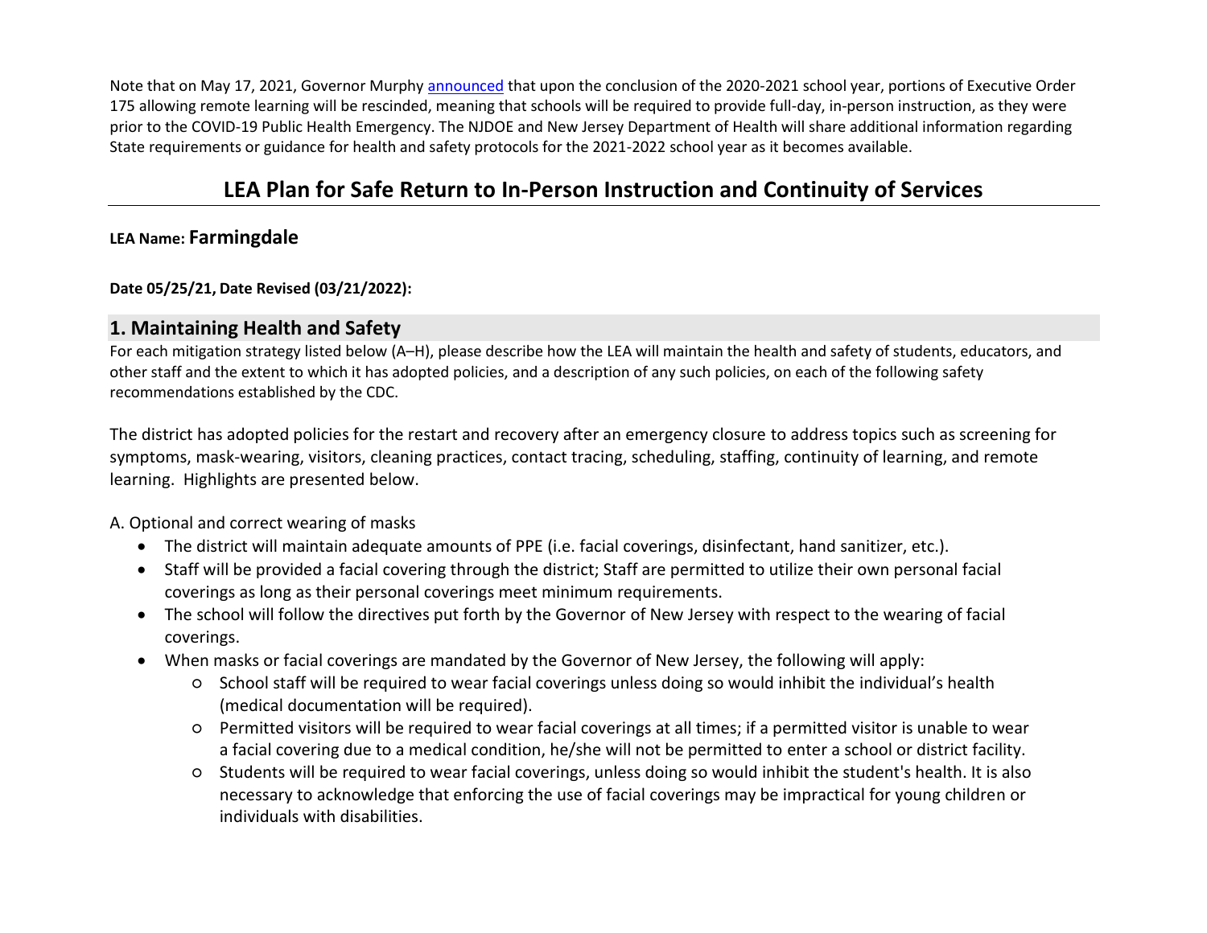Note that on May 17, 2021, Governor Murphy announced that upon the conclusion of the 2020-2021 school year, portions of Executive Order 175 allowing remote learning will be rescinded, meaning that schools will be required to provide full-day, in-person instruction, as they were prior to the COVID-19 Public Health Emergency. The NJDOE and New Jersey Department of Health will share additional information regarding State requirements or guidance for health and safety protocols for the 2021-2022 school year as it becomes available.

# LEA Plan for Safe Return to In-Person Instruction and Continuity of Services

**LEA Name: Farmingdale**

**Date 05/25/21, Date Revised (03/21/2022):**

## 1. Maintaining Health and Safety

For each mitigation strategy listed below (A–H), please describe how the LEA will maintain the health and safety of students, educators, and other staff and the extent to which it has adopted policies, and a description of any such policies, on each of the following safety recommendations established by the CDC.

The district has adopted policies for the restart and recovery after an emergency closure to address topics such as screening for symptoms, mask-wearing, visitors, cleaning practices, contact tracing, scheduling, staffing, continuity of learning, and remote learning. Highlights are presented below.

A. Optional and correct wearing of masks

- The district will maintain adequate amounts of PPE (i.e. facial coverings, disinfectant, hand sanitizer, etc.).
- Staff will be provided a facial covering through the district; Staff are permitted to utilize their own personal facial coverings as long as their personal coverings meet minimum requirements.
- The school will follow the directives put forth by the Governor of New Jersey with respect to the wearing of facial coverings.
- When masks or facial coverings are mandated by the Governor of New Jersey, the following will apply:
    - School staff will be required to wear facial coverings unless doing so would inhibit the individual's health (medical documentation will be required).
    - Permitted visitors will be required to wear facial coverings at all times; if a permitted visitor is unable to wear a facial covering due to a medical condition, he/she will not be permitted to enter a school or district facility.
    - Students will be required to wear facial coverings, unless doing so would inhibit the student's health. It is also necessary to acknowledge that enforcing the use of facial coverings may be impractical for young children or individuals with disabilities.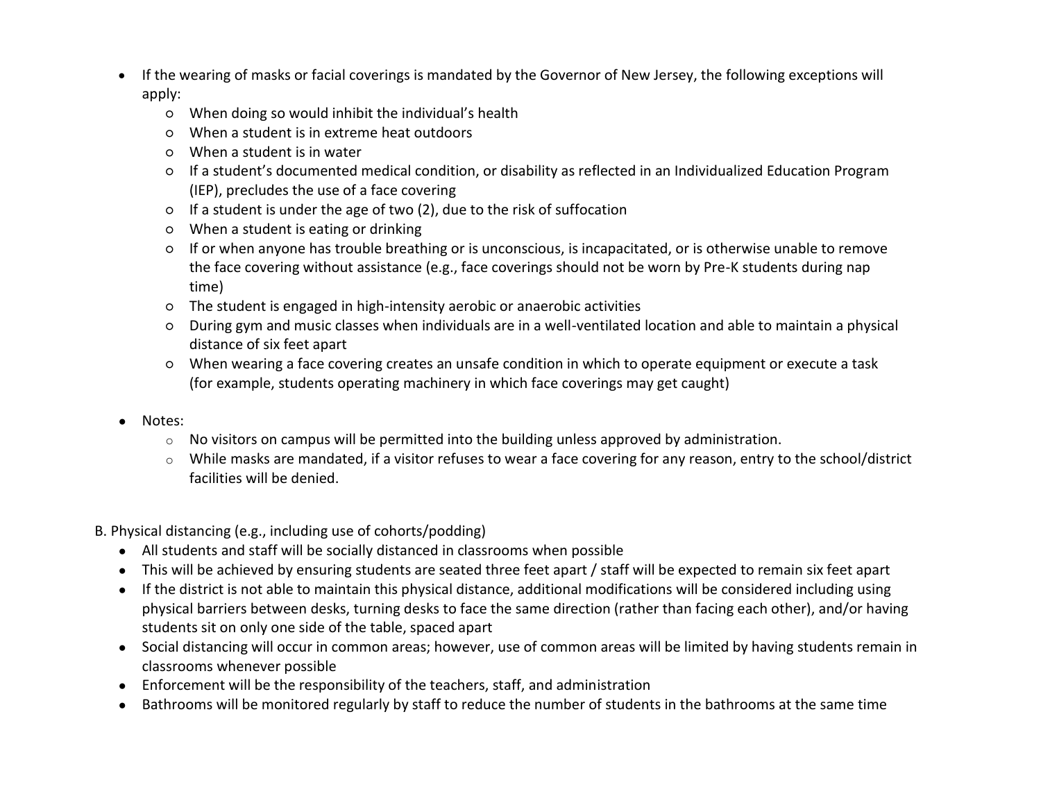- If the wearing of masks or facial coverings is mandated by the Governor of New Jersey, the following exceptions will apply:
  - When doing so would inhibit the individual's health
  - When a student is in extreme heat outdoors
  - When a student is in water
  - If a student's documented medical condition, or disability as reflected in an Individualized Education Program (IEP), precludes the use of a face covering
  - If a student is under the age of two (2), due to the risk of suffocation
  - When a student is eating or drinking
  - If or when anyone has trouble breathing or is unconscious, is incapacitated, or is otherwise unable to remove the face covering without assistance (e.g., face coverings should not be worn by Pre-K students during nap time)
  - The student is engaged in high-intensity aerobic or anaerobic activities
  - During gym and music classes when individuals are in a well-ventilated location and able to maintain a physical distance of six feet apart
  - When wearing a face covering creates an unsafe condition in which to operate equipment or execute a task (for example, students operating machinery in which face coverings may get caught)

- Notes:
  - No visitors on campus will be permitted into the building unless approved by administration.
  - While masks are mandated, if a visitor refuses to wear a face covering for any reason, entry to the school/district facilities will be denied.

B. Physical distancing (e.g., including use of cohorts/podding)

- All students and staff will be socially distanced in classrooms when possible
- This will be achieved by ensuring students are seated three feet apart / staff will be expected to remain six feet apart
- If the district is not able to maintain this physical distance, additional modifications will be considered including using physical barriers between desks, turning desks to face the same direction (rather than facing each other), and/or having students sit on only one side of the table, spaced apart
- Social distancing will occur in common areas; however, use of common areas will be limited by having students remain in classrooms whenever possible
- Enforcement will be the responsibility of the teachers, staff, and administration
- Bathrooms will be monitored regularly by staff to reduce the number of students in the bathrooms at the same time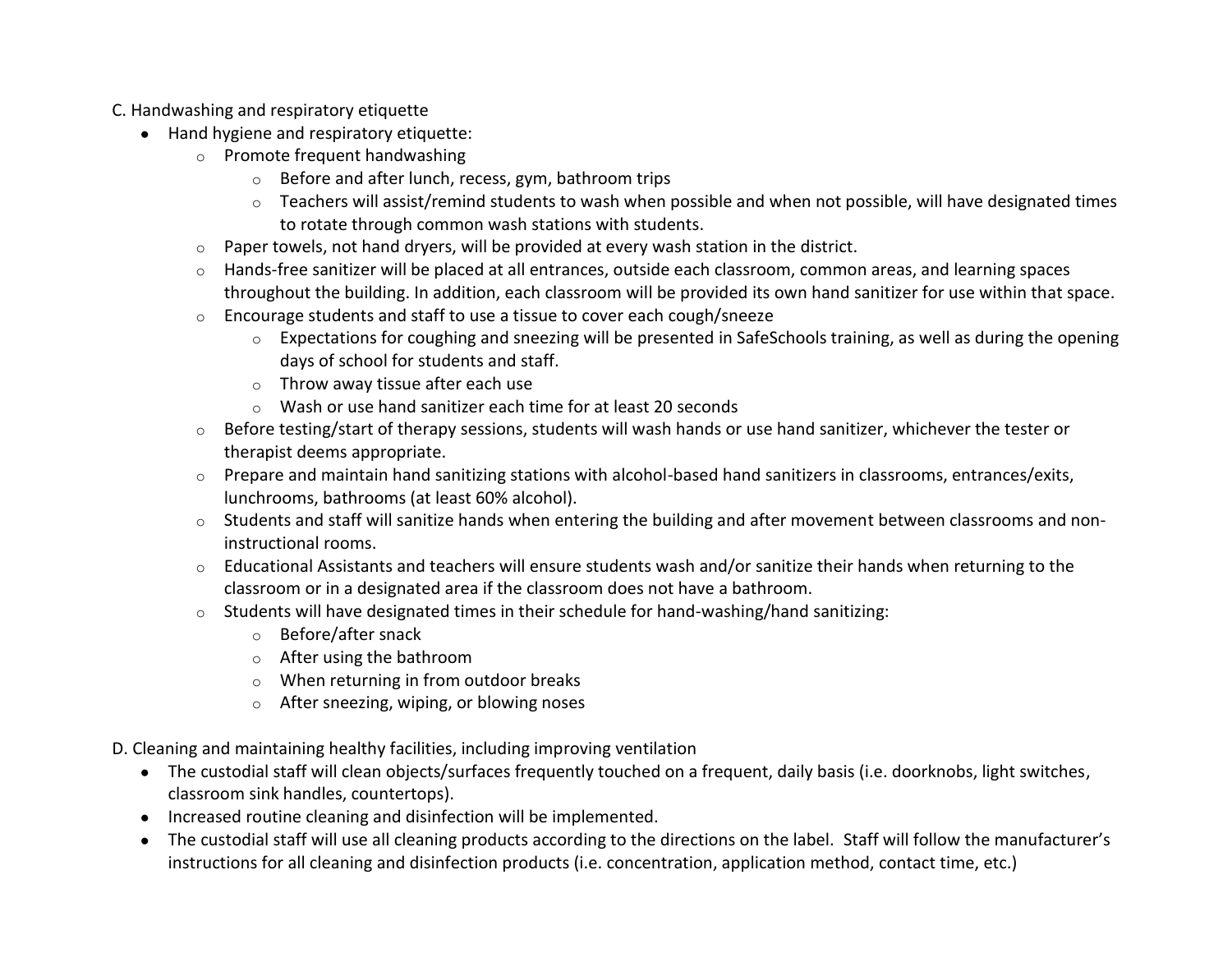C. Handwashing and respiratory etiquette

- Hand hygiene and respiratory etiquette:
  - Promote frequent handwashing
    - Before and after lunch, recess, gym, bathroom trips
    - Teachers will assist/remind students to wash when possible and when not possible, will have designated times to rotate through common wash stations with students.
  - Paper towels, not hand dryers, will be provided at every wash station in the district.
  - Hands-free sanitizer will be placed at all entrances, outside each classroom, common areas, and learning spaces throughout the building. In addition, each classroom will be provided its own hand sanitizer for use within that space.
  - Encourage students and staff to use a tissue to cover each cough/sneeze
    - Expectations for coughing and sneezing will be presented in SafeSchools training, as well as during the opening days of school for students and staff.
    - Throw away tissue after each use
    - Wash or use hand sanitizer each time for at least 20 seconds
  - Before testing/start of therapy sessions, students will wash hands or use hand sanitizer, whichever the tester or therapist deems appropriate.
  - Prepare and maintain hand sanitizing stations with alcohol-based hand sanitizers in classrooms, entrances/exits, lunchrooms, bathrooms (at least 60% alcohol).
  - Students and staff will sanitize hands when entering the building and after movement between classrooms and non-instructional rooms.
  - Educational Assistants and teachers will ensure students wash and/or sanitize their hands when returning to the classroom or in a designated area if the classroom does not have a bathroom.
  - Students will have designated times in their schedule for hand-washing/hand sanitizing:
    - Before/after snack
    - After using the bathroom
    - When returning in from outdoor breaks
    - After sneezing, wiping, or blowing noses

D. Cleaning and maintaining healthy facilities, including improving ventilation

- The custodial staff will clean objects/surfaces frequently touched on a frequent, daily basis (i.e. doorknobs, light switches, classroom sink handles, countertops).
- Increased routine cleaning and disinfection will be implemented.
- The custodial staff will use all cleaning products according to the directions on the label. Staff will follow the manufacturer's instructions for all cleaning and disinfection products (i.e. concentration, application method, contact time, etc.)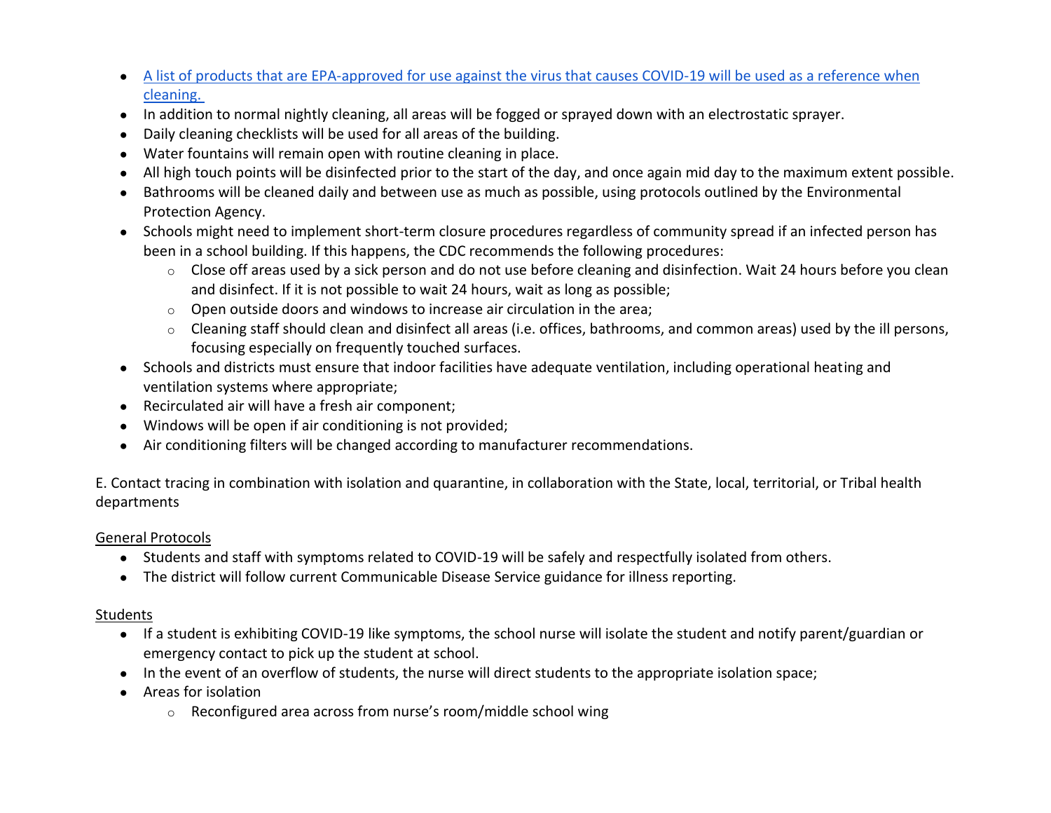- [A list of products that are EPA-approved for use against the virus that causes COVID-19 will be used as a reference when cleaning.]()
- In addition to normal nightly cleaning, all areas will be fogged or sprayed down with an electrostatic sprayer.
- Daily cleaning checklists will be used for all areas of the building.
- Water fountains will remain open with routine cleaning in place.
- All high touch points will be disinfected prior to the start of the day, and once again mid day to the maximum extent possible.
- Bathrooms will be cleaned daily and between use as much as possible, using protocols outlined by the Environmental Protection Agency.
- Schools might need to implement short-term closure procedures regardless of community spread if an infected person has been in a school building. If this happens, the CDC recommends the following procedures:
  - Close off areas used by a sick person and do not use before cleaning and disinfection. Wait 24 hours before you clean and disinfect. If it is not possible to wait 24 hours, wait as long as possible;
  - Open outside doors and windows to increase air circulation in the area;
  - Cleaning staff should clean and disinfect all areas (i.e. offices, bathrooms, and common areas) used by the ill persons, focusing especially on frequently touched surfaces.
- Schools and districts must ensure that indoor facilities have adequate ventilation, including operational heating and ventilation systems where appropriate;
- Recirculated air will have a fresh air component;
- Windows will be open if air conditioning is not provided;
- Air conditioning filters will be changed according to manufacturer recommendations.

E. Contact tracing in combination with isolation and quarantine, in collaboration with the State, local, territorial, or Tribal health departments

<u>General Protocols</u>

- Students and staff with symptoms related to COVID-19 will be safely and respectfully isolated from others.
- The district will follow current Communicable Disease Service guidance for illness reporting.

<u>Students</u>

- If a student is exhibiting COVID-19 like symptoms, the school nurse will isolate the student and notify parent/guardian or emergency contact to pick up the student at school.
- In the event of an overflow of students, the nurse will direct students to the appropriate isolation space;
- Areas for isolation
  - Reconfigured area across from nurse's room/middle school wing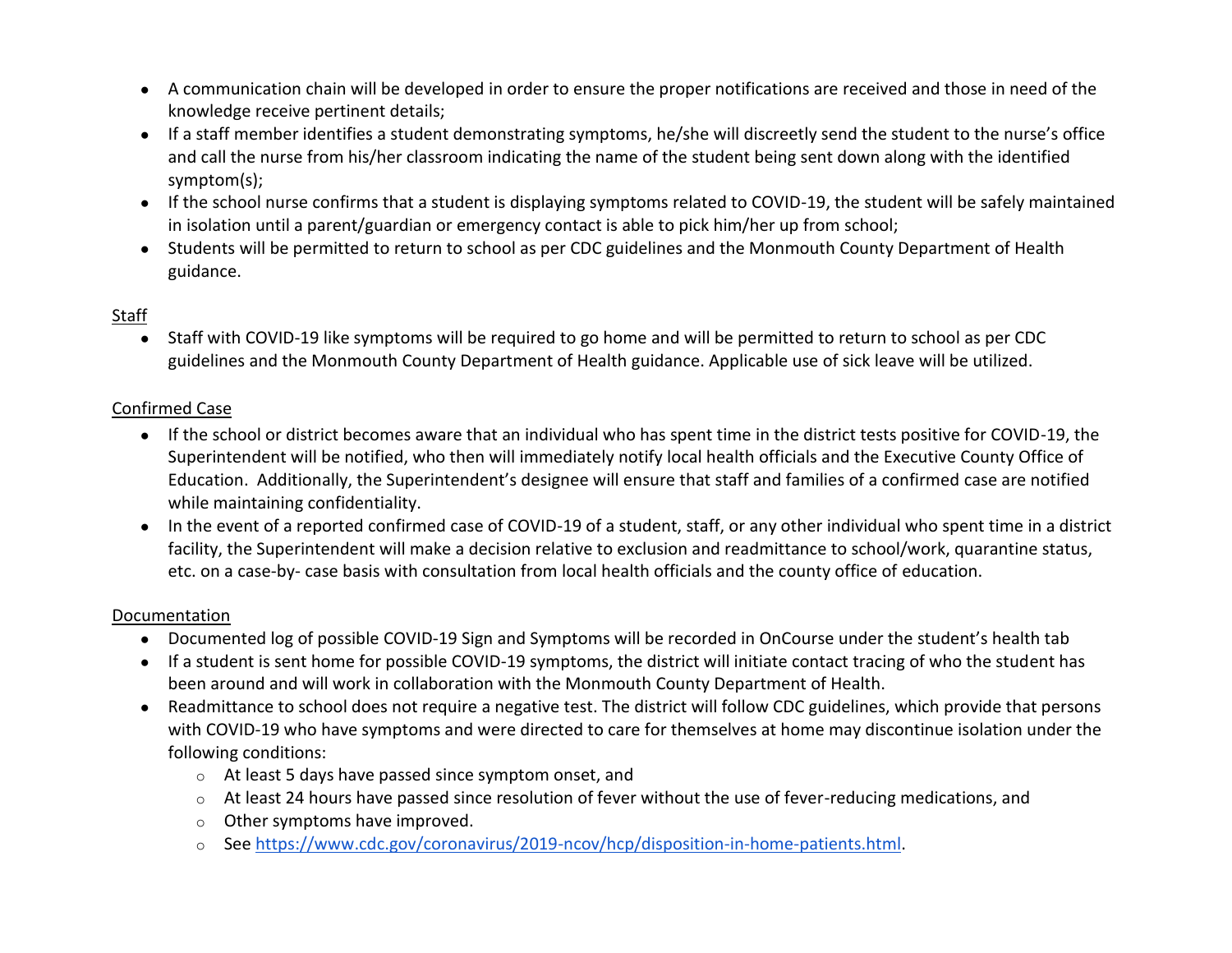- A communication chain will be developed in order to ensure the proper notifications are received and those in need of the knowledge receive pertinent details;
- If a staff member identifies a student demonstrating symptoms, he/she will discreetly send the student to the nurse's office and call the nurse from his/her classroom indicating the name of the student being sent down along with the identified symptom(s);
- If the school nurse confirms that a student is displaying symptoms related to COVID-19, the student will be safely maintained in isolation until a parent/guardian or emergency contact is able to pick him/her up from school;
- Students will be permitted to return to school as per CDC guidelines and the Monmouth County Department of Health guidance.

<u>Staff</u>

- Staff with COVID-19 like symptoms will be required to go home and will be permitted to return to school as per CDC guidelines and the Monmouth County Department of Health guidance. Applicable use of sick leave will be utilized.

<u>Confirmed Case</u>

- If the school or district becomes aware that an individual who has spent time in the district tests positive for COVID-19, the Superintendent will be notified, who then will immediately notify local health officials and the Executive County Office of Education. Additionally, the Superintendent's designee will ensure that staff and families of a confirmed case are notified while maintaining confidentiality.
- In the event of a reported confirmed case of COVID-19 of a student, staff, or any other individual who spent time in a district facility, the Superintendent will make a decision relative to exclusion and readmittance to school/work, quarantine status, etc. on a case-by- case basis with consultation from local health officials and the county office of education.

<u>Documentation</u>

- Documented log of possible COVID-19 Sign and Symptoms will be recorded in OnCourse under the student's health tab
- If a student is sent home for possible COVID-19 symptoms, the district will initiate contact tracing of who the student has been around and will work in collaboration with the Monmouth County Department of Health.
- Readmittance to school does not require a negative test. The district will follow CDC guidelines, which provide that persons with COVID-19 who have symptoms and were directed to care for themselves at home may discontinue isolation under the following conditions:
  - At least 5 days have passed since symptom onset, and
  - At least 24 hours have passed since resolution of fever without the use of fever-reducing medications, and
  - Other symptoms have improved.
  - See https://www.cdc.gov/coronavirus/2019-ncov/hcp/disposition-in-home-patients.html.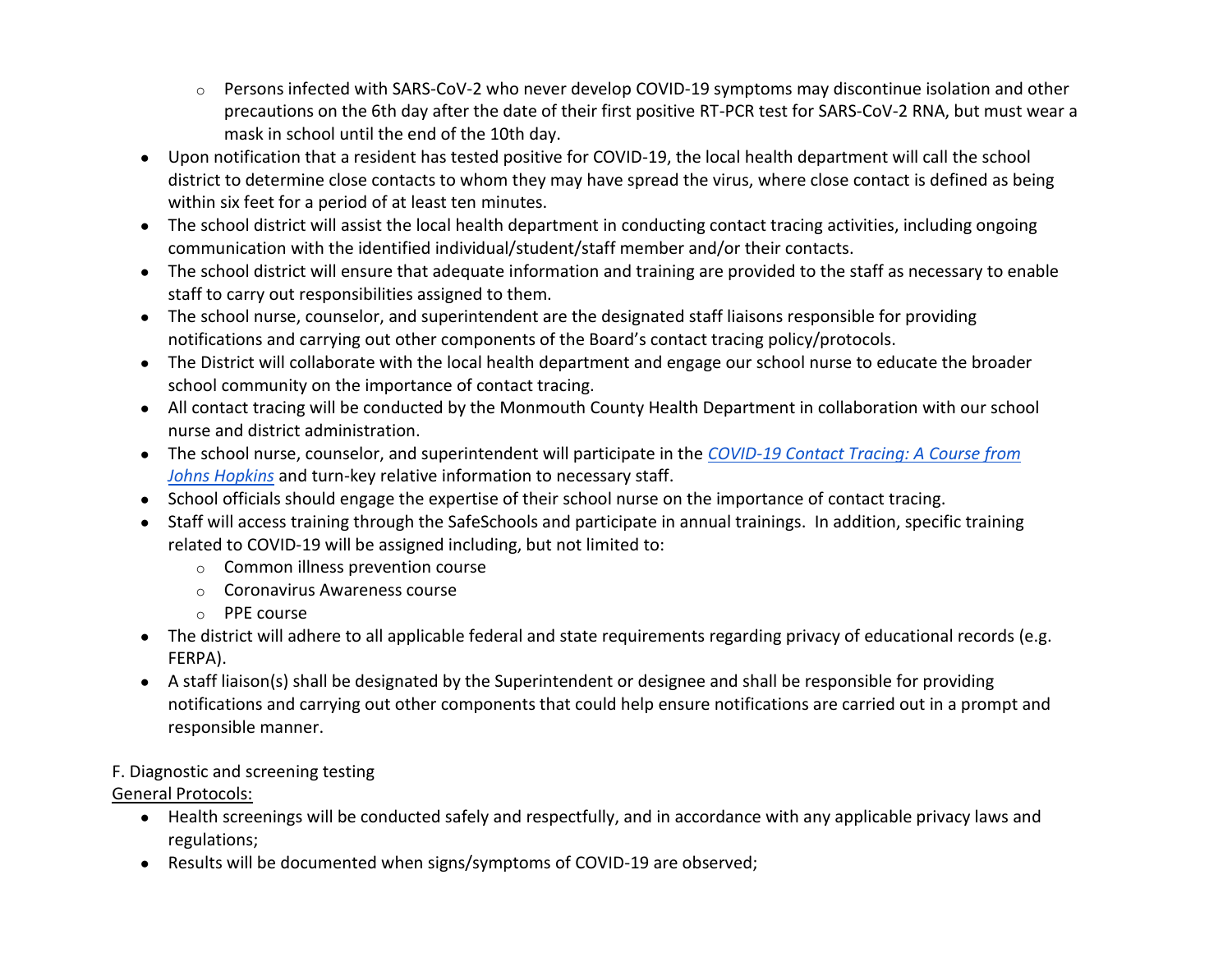- Persons infected with SARS-CoV-2 who never develop COVID-19 symptoms may discontinue isolation and other precautions on the 6th day after the date of their first positive RT-PCR test for SARS-CoV-2 RNA, but must wear a mask in school until the end of the 10th day.
- Upon notification that a resident has tested positive for COVID-19, the local health department will call the school district to determine close contacts to whom they may have spread the virus, where close contact is defined as being within six feet for a period of at least ten minutes.
- The school district will assist the local health department in conducting contact tracing activities, including ongoing communication with the identified individual/student/staff member and/or their contacts.
- The school district will ensure that adequate information and training are provided to the staff as necessary to enable staff to carry out responsibilities assigned to them.
- The school nurse, counselor, and superintendent are the designated staff liaisons responsible for providing notifications and carrying out other components of the Board's contact tracing policy/protocols.
- The District will collaborate with the local health department and engage our school nurse to educate the broader school community on the importance of contact tracing.
- All contact tracing will be conducted by the Monmouth County Health Department in collaboration with our school nurse and district administration.
- The school nurse, counselor, and superintendent will participate in the *COVID-19 Contact Tracing: A Course from Johns Hopkins* and turn-key relative information to necessary staff.
- School officials should engage the expertise of their school nurse on the importance of contact tracing.
- Staff will access training through the SafeSchools and participate in annual trainings. In addition, specific training related to COVID-19 will be assigned including, but not limited to:
    - Common illness prevention course
    - Coronavirus Awareness course
    - PPE course
- The district will adhere to all applicable federal and state requirements regarding privacy of educational records (e.g. FERPA).
- A staff liaison(s) shall be designated by the Superintendent or designee and shall be responsible for providing notifications and carrying out other components that could help ensure notifications are carried out in a prompt and responsible manner.

F. Diagnostic and screening testing

<u>General Protocols:</u>

- Health screenings will be conducted safely and respectfully, and in accordance with any applicable privacy laws and regulations;
- Results will be documented when signs/symptoms of COVID-19 are observed;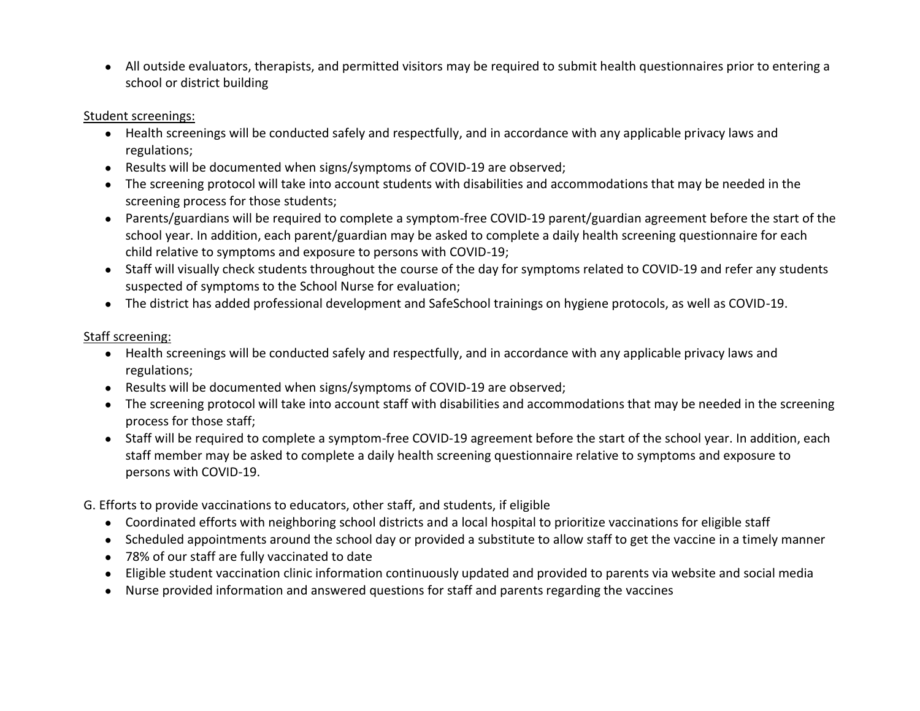- All outside evaluators, therapists, and permitted visitors may be required to submit health questionnaires prior to entering a school or district building

Student screenings:

- Health screenings will be conducted safely and respectfully, and in accordance with any applicable privacy laws and regulations;
- Results will be documented when signs/symptoms of COVID-19 are observed;
- The screening protocol will take into account students with disabilities and accommodations that may be needed in the screening process for those students;
- Parents/guardians will be required to complete a symptom-free COVID-19 parent/guardian agreement before the start of the school year. In addition, each parent/guardian may be asked to complete a daily health screening questionnaire for each child relative to symptoms and exposure to persons with COVID-19;
- Staff will visually check students throughout the course of the day for symptoms related to COVID-19 and refer any students suspected of symptoms to the School Nurse for evaluation;
- The district has added professional development and SafeSchool trainings on hygiene protocols, as well as COVID-19.

Staff screening:

- Health screenings will be conducted safely and respectfully, and in accordance with any applicable privacy laws and regulations;
- Results will be documented when signs/symptoms of COVID-19 are observed;
- The screening protocol will take into account staff with disabilities and accommodations that may be needed in the screening process for those staff;
- Staff will be required to complete a symptom-free COVID-19 agreement before the start of the school year. In addition, each staff member may be asked to complete a daily health screening questionnaire relative to symptoms and exposure to persons with COVID-19.

G. Efforts to provide vaccinations to educators, other staff, and students, if eligible

- Coordinated efforts with neighboring school districts and a local hospital to prioritize vaccinations for eligible staff
- Scheduled appointments around the school day or provided a substitute to allow staff to get the vaccine in a timely manner
- 78% of our staff are fully vaccinated to date
- Eligible student vaccination clinic information continuously updated and provided to parents via website and social media
- Nurse provided information and answered questions for staff and parents regarding the vaccines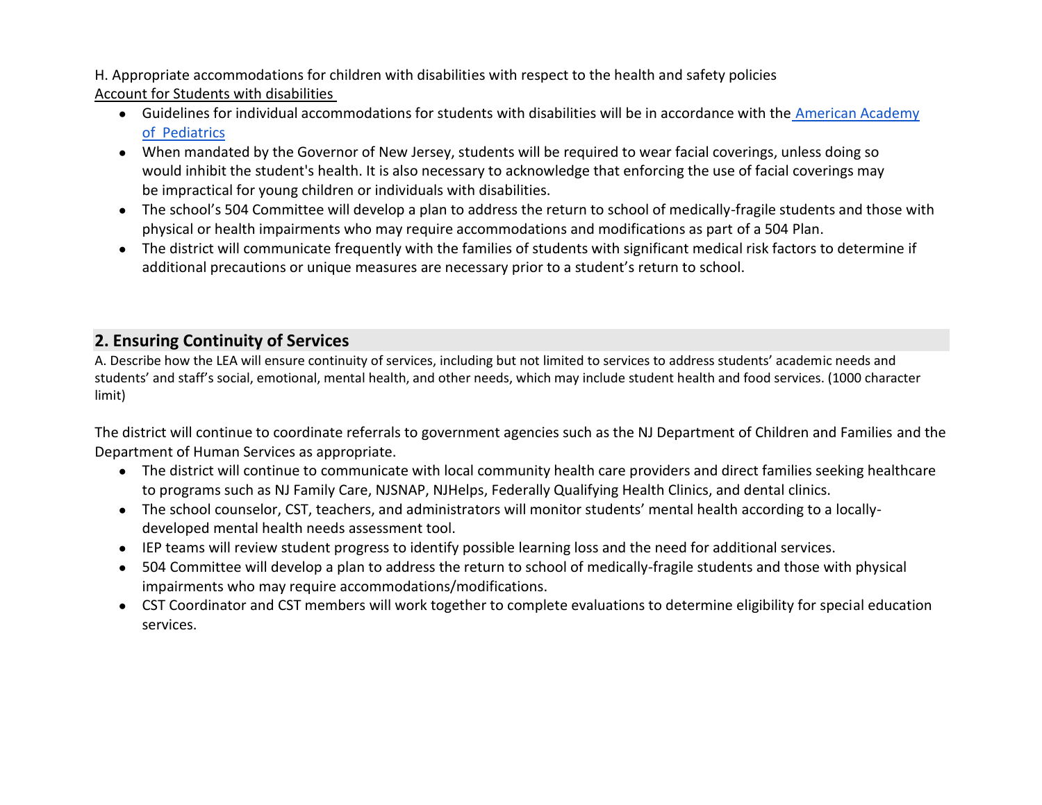H. Appropriate accommodations for children with disabilities with respect to the health and safety policies

Account for Students with disabilities

- Guidelines for individual accommodations for students with disabilities will be in accordance with the [American Academy of Pediatrics]()
- When mandated by the Governor of New Jersey, students will be required to wear facial coverings, unless doing so would inhibit the student's health. It is also necessary to acknowledge that enforcing the use of facial coverings may be impractical for young children or individuals with disabilities.
- The school's 504 Committee will develop a plan to address the return to school of medically-fragile students and those with physical or health impairments who may require accommodations and modifications as part of a 504 Plan.
- The district will communicate frequently with the families of students with significant medical risk factors to determine if additional precautions or unique measures are necessary prior to a student's return to school.

## 2. Ensuring Continuity of Services

A. Describe how the LEA will ensure continuity of services, including but not limited to services to address students' academic needs and students' and staff's social, emotional, mental health, and other needs, which may include student health and food services. (1000 character limit)

The district will continue to coordinate referrals to government agencies such as the NJ Department of Children and Families and the Department of Human Services as appropriate.

- The district will continue to communicate with local community health care providers and direct families seeking healthcare to programs such as NJ Family Care, NJSNAP, NJHelps, Federally Qualifying Health Clinics, and dental clinics.
- The school counselor, CST, teachers, and administrators will monitor students' mental health according to a locally-developed mental health needs assessment tool.
- IEP teams will review student progress to identify possible learning loss and the need for additional services.
- 504 Committee will develop a plan to address the return to school of medically-fragile students and those with physical impairments who may require accommodations/modifications.
- CST Coordinator and CST members will work together to complete evaluations to determine eligibility for special education services.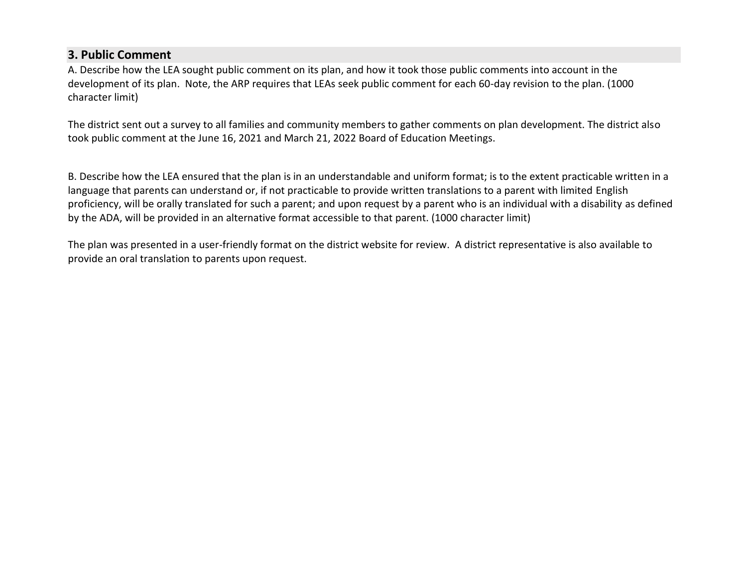## 3. Public Comment

A. Describe how the LEA sought public comment on its plan, and how it took those public comments into account in the development of its plan. Note, the ARP requires that LEAs seek public comment for each 60-day revision to the plan. (1000 character limit)

The district sent out a survey to all families and community members to gather comments on plan development. The district also took public comment at the June 16, 2021 and March 21, 2022 Board of Education Meetings.

B. Describe how the LEA ensured that the plan is in an understandable and uniform format; is to the extent practicable written in a language that parents can understand or, if not practicable to provide written translations to a parent with limited English proficiency, will be orally translated for such a parent; and upon request by a parent who is an individual with a disability as defined by the ADA, will be provided in an alternative format accessible to that parent. (1000 character limit)

The plan was presented in a user-friendly format on the district website for review. A district representative is also available to provide an oral translation to parents upon request.